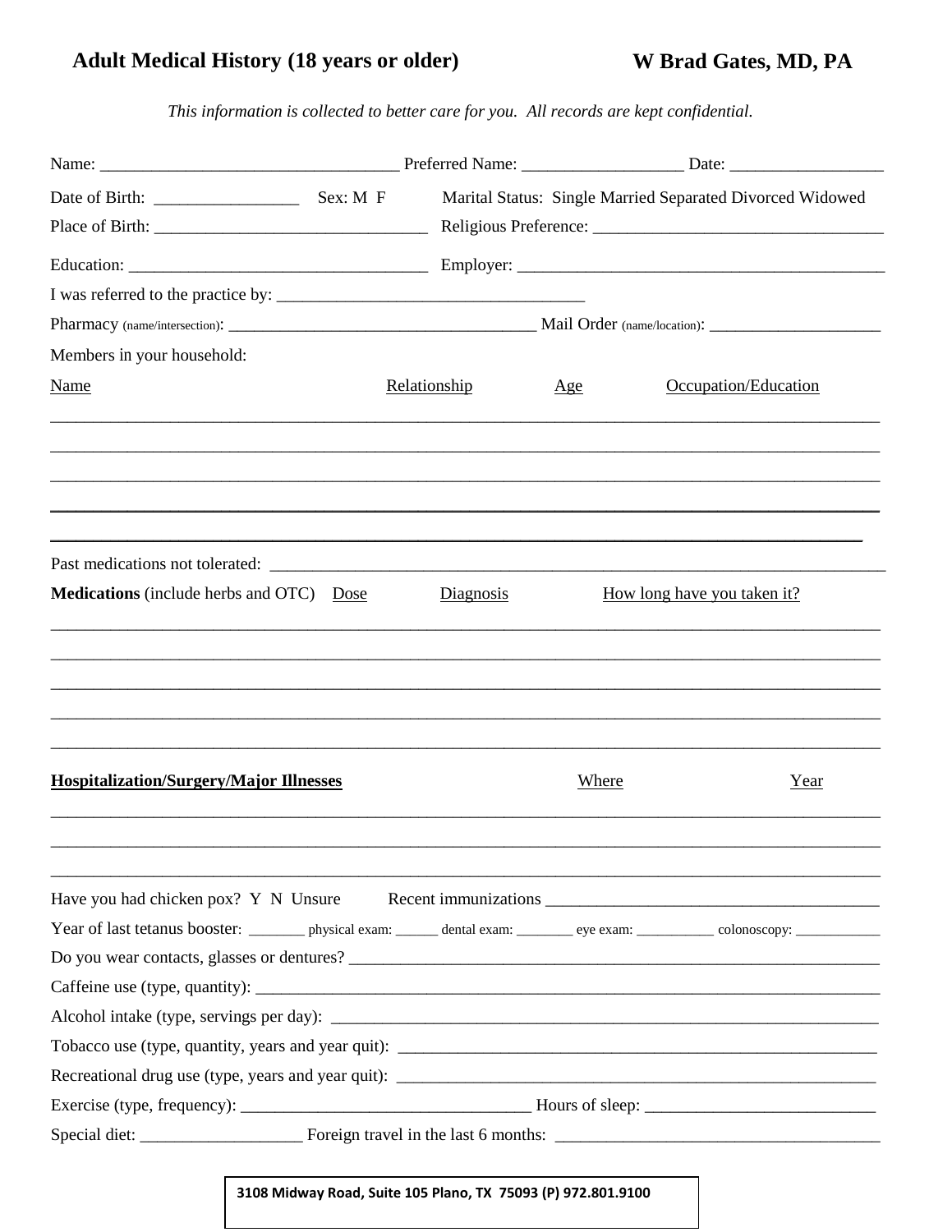# Adult Medical History (18 years or older)

**W Brad Gates, MD, PA**

*This information is collected to better care for you. All records are kept confidential.*

Name: ________________________________ Preferred Name: __________________ Date: _________________

Date of Birth: ________________ Sex: M F Marital Status: Single Married Separated Divorced Widowed

Place of Birth: ______________________________ Religious Preference: ________________________________

Education: ________________________________ Employer: ________________________________________

I was referred to the practice by: __________________________________

Pharmacy (name/intersection): __________________________________ Mail Order (name/location): ____________________

Members in your household:

| Name | Relationship | Age | Occupation/Education |
|---|---|---|---|
| | | | |
| | | | |
| | | | |
| | | | |
| | | | |

Past medications not tolerated: ______________________________________________________________________

| **Medications** (include herbs and OTC) | Dose | Diagnosis | How long have you taken it? |
|---|---|---|---|
| | | | |
| | | | |
| | | | |
| | | | |
| | | | |

| **Hospitalization/Surgery/Major Illnesses** | Where | Year |
|---|---|---|
| | | |
| | | |
| | | |

Have you had chicken pox? Y N Unsure Recent immunizations ______________________________________

Year of last tetanus booster: _______ physical exam: ______ dental exam: ________ eye exam: __________ colonoscopy: ___________

Do you wear contacts, glasses or dentures? ____________________________________________________________

Caffeine use (type, quantity): ___________________________________________________________________

Alcohol intake (type, servings per day): _______________________________________________________________

Tobacco use (type, quantity, years and year quit): ____________________________________________________

Recreational drug use (type, years and year quit): ____________________________________________________

Exercise (type, frequency): _________________________________ Hours of sleep: __________________________

Special diet: __________________ Foreign travel in the last 6 months: ____________________________________

3108 Midway Road, Suite 105 Plano, TX 75093 (P) 972.801.9100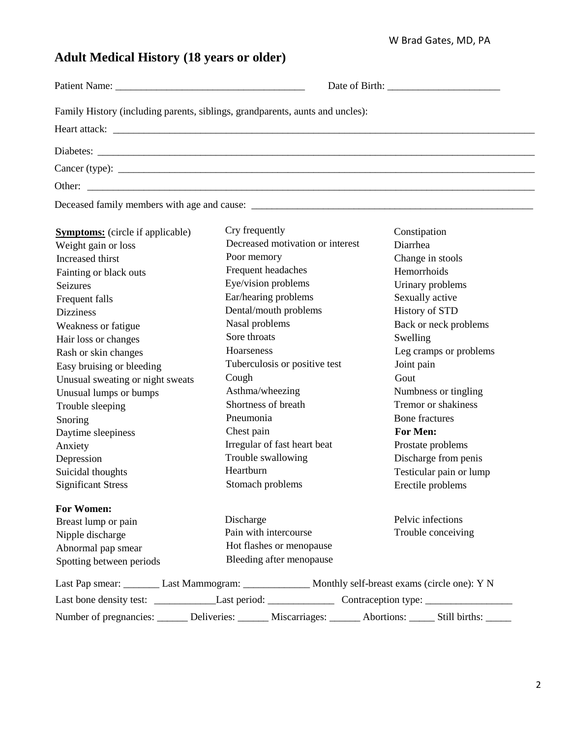# Adult Medical History (18 years or older)

Patient Name: ____________________________________ Date of Birth: ______________________

Family History (including parents, siblings, grandparents, aunts and uncles):

Heart attack: ________________________________________________________________________________

Diabetes: ____________________________________________________________________________________

Cancer (type): _______________________________________________________________________________

Other: _______________________________________________________________________________________

Deceased family members with age and cause: ________________________________________________________

**Symptoms:** (circle if applicable)

Weight gain or loss
Increased thirst
Fainting or black outs
Seizures
Frequent falls
Dizziness
Weakness or fatigue
Hair loss or changes
Rash or skin changes
Easy bruising or bleeding
Unusual sweating or night sweats
Unusual lumps or bumps
Trouble sleeping
Snoring
Daytime sleepiness
Anxiety
Depression
Suicidal thoughts
Significant Stress

Cry frequently
Decreased motivation or interest
Poor memory
Frequent headaches
Eye/vision problems
Ear/hearing problems
Dental/mouth problems
Nasal problems
Sore throats
Hoarseness
Tuberculosis or positive test
Cough
Asthma/wheezing
Shortness of breath
Pneumonia
Chest pain
Irregular of fast heart beat
Trouble swallowing
Heartburn
Stomach problems

Constipation
Diarrhea
Change in stools
Hemorrhoids
Urinary problems
Sexually active
History of STD
Back or neck problems
Swelling
Leg cramps or problems
Joint pain
Gout
Numbness or tingling
Tremor or shakiness
Bone fractures

**For Men:**

Prostate problems
Discharge from penis
Testicular pain or lump
Erectile problems

**For Women:**

Breast lump or pain
Nipple discharge
Abnormal pap smear
Spotting between periods

Discharge
Pain with intercourse
Hot flashes or menopause
Bleeding after menopause

Pelvic infections
Trouble conceiving

Last Pap smear: _______ Last Mammogram: _____________ Monthly self-breast exams (circle one): Y N

Last bone density test: ____________Last period: _____________ Contraception type: _________________

Number of pregnancies: ______ Deliveries: ______ Miscarriages: ______ Abortions: _____ Still births: _____